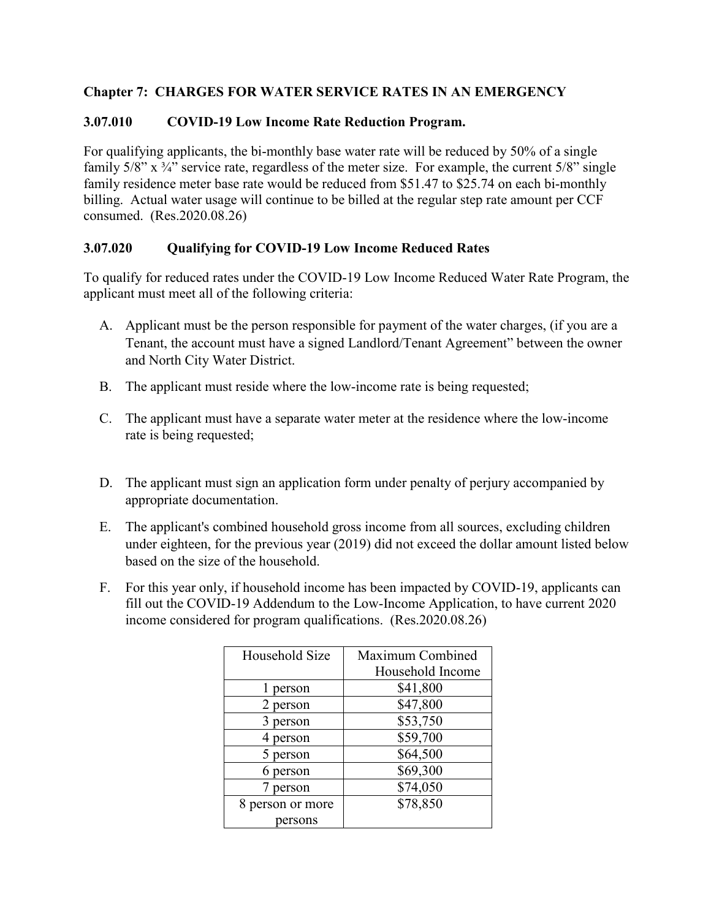## Chapter 7: CHARGES FOR WATER SERVICE RATES IN AN EMERGENCY

### 3.07.010 COVID-19 Low Income Rate Reduction Program.

For qualifying applicants, the bi-monthly base water rate will be reduced by 50% of a single family 5/8" x ¾" service rate, regardless of the meter size. For example, the current 5/8" single family residence meter base rate would be reduced from $51.47 to $25.74 on each bi-monthly billing. Actual water usage will continue to be billed at the regular step rate amount per CCF consumed. (Res.2020.08.26)

### 3.07.020 Qualifying for COVID-19 Low Income Reduced Rates

To qualify for reduced rates under the COVID-19 Low Income Reduced Water Rate Program, the applicant must meet all of the following criteria:

A. Applicant must be the person responsible for payment of the water charges, (if you are a Tenant, the account must have a signed Landlord/Tenant Agreement" between the owner and North City Water District.

B. The applicant must reside where the low-income rate is being requested;

C. The applicant must have a separate water meter at the residence where the low-income rate is being requested;

D. The applicant must sign an application form under penalty of perjury accompanied by appropriate documentation.

E. The applicant's combined household gross income from all sources, excluding children under eighteen, for the previous year (2019) did not exceed the dollar amount listed below based on the size of the household.

F. For this year only, if household income has been impacted by COVID-19, applicants can fill out the COVID-19 Addendum to the Low-Income Application, to have current 2020 income considered for program qualifications. (Res.2020.08.26)

| Household Size | Maximum Combined Household Income |
| --- | --- |
| 1 person | $41,800 |
| 2 person | $47,800 |
| 3 person | $53,750 |
| 4 person | $59,700 |
| 5 person | $64,500 |
| 6 person | $69,300 |
| 7 person | $74,050 |
| 8 person or more persons | $78,850 |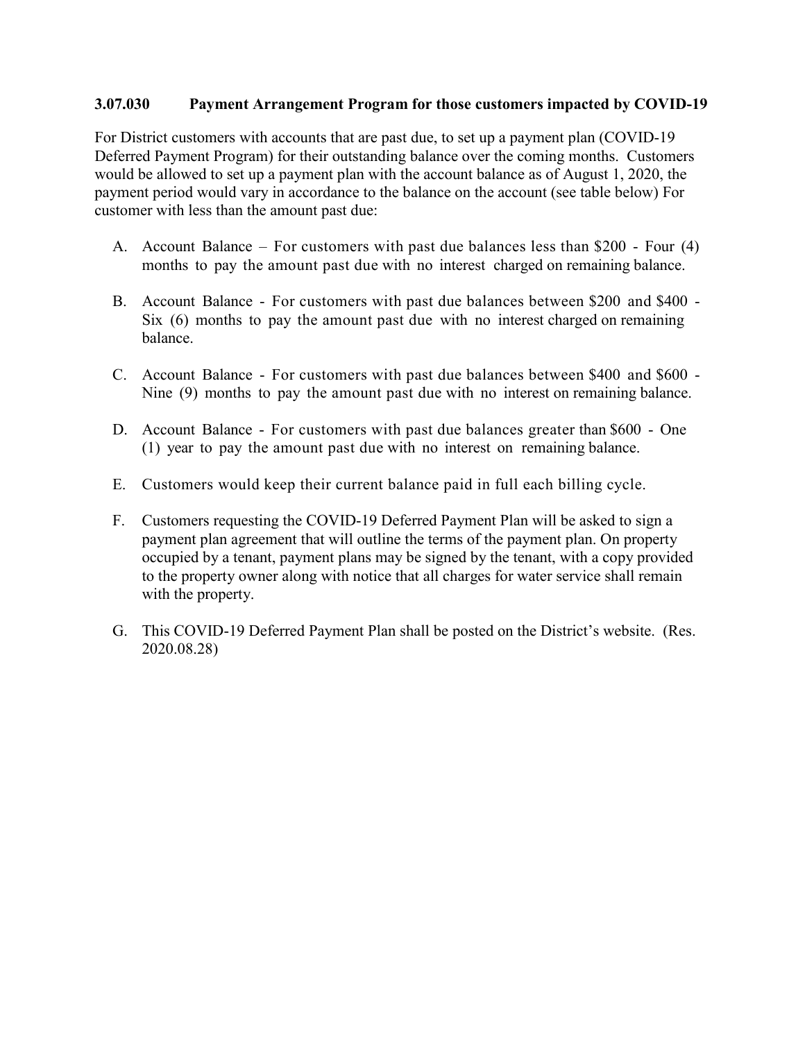### 3.07.030 Payment Arrangement Program for those customers impacted by COVID-19

For District customers with accounts that are past due, to set up a payment plan (COVID-19 Deferred Payment Program) for their outstanding balance over the coming months. Customers would be allowed to set up a payment plan with the account balance as of August 1, 2020, the payment period would vary in accordance to the balance on the account (see table below) For customer with less than the amount past due:

A. Account Balance – For customers with past due balances less than $200 - Four (4) months to pay the amount past due with no interest charged on remaining balance.

B. Account Balance - For customers with past due balances between $200 and $400 - Six (6) months to pay the amount past due with no interest charged on remaining balance.

C. Account Balance - For customers with past due balances between $400 and $600 - Nine (9) months to pay the amount past due with no interest on remaining balance.

D. Account Balance - For customers with past due balances greater than $600 - One (1) year to pay the amount past due with no interest on remaining balance.

E. Customers would keep their current balance paid in full each billing cycle.

F. Customers requesting the COVID-19 Deferred Payment Plan will be asked to sign a payment plan agreement that will outline the terms of the payment plan. On property occupied by a tenant, payment plans may be signed by the tenant, with a copy provided to the property owner along with notice that all charges for water service shall remain with the property.

G. This COVID-19 Deferred Payment Plan shall be posted on the District's website. (Res. 2020.08.28)